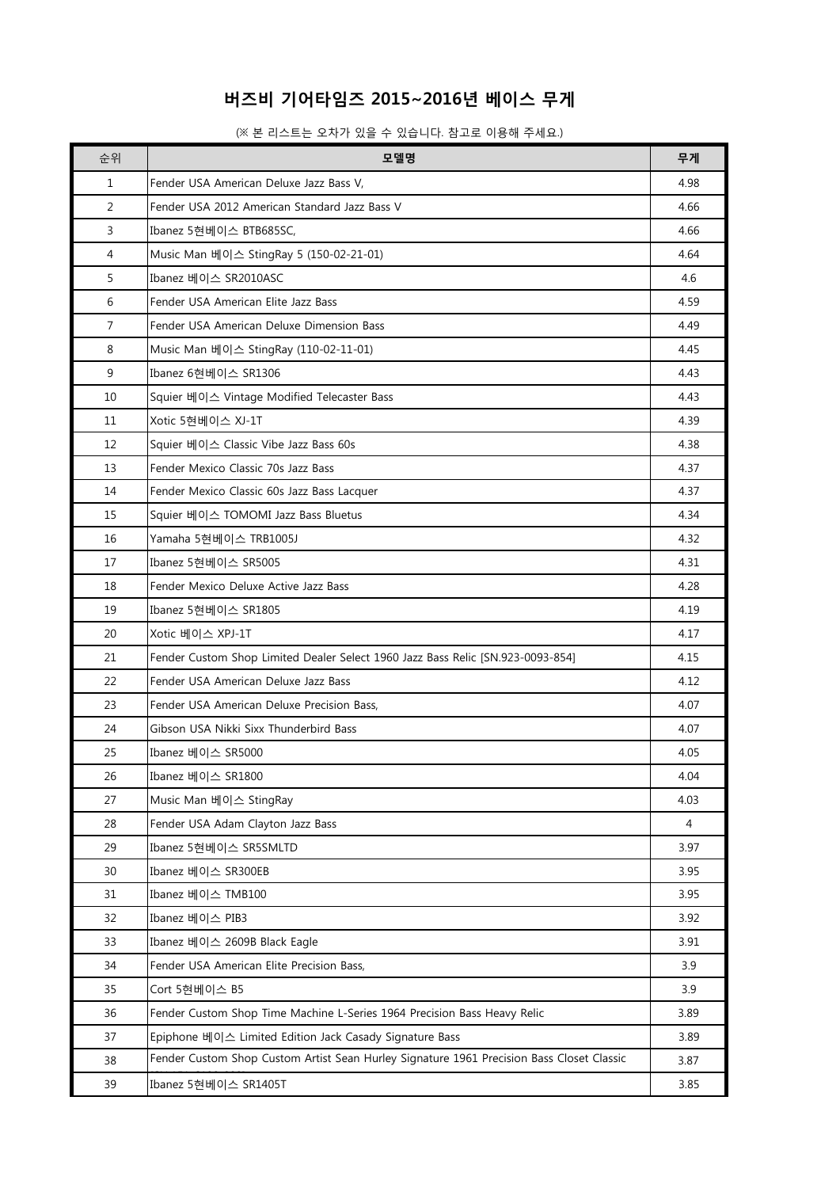# 버즈비 기어타임즈 2015~2016년 베이스 무게

(※ 본 리스트는 오차가 있을 수 있습니다. 참고로 이용해 주세요.)

| 순위 | 모델명 | 무게 |
|---|---|---|
| 1 | Fender USA American Deluxe Jazz Bass V, | 4.98 |
| 2 | Fender USA 2012 American Standard Jazz Bass V | 4.66 |
| 3 | Ibanez 5현베이스 BTB685SC, | 4.66 |
| 4 | Music Man 베이스 StingRay 5 (150-02-21-01) | 4.64 |
| 5 | Ibanez 베이스 SR2010ASC | 4.6 |
| 6 | Fender USA American Elite Jazz Bass | 4.59 |
| 7 | Fender USA American Deluxe Dimension Bass | 4.49 |
| 8 | Music Man 베이스 StingRay (110-02-11-01) | 4.45 |
| 9 | Ibanez 6현베이스 SR1306 | 4.43 |
| 10 | Squier 베이스 Vintage Modified Telecaster Bass | 4.43 |
| 11 | Xotic 5현베이스 XJ-1T | 4.39 |
| 12 | Squier 베이스 Classic Vibe Jazz Bass 60s | 4.38 |
| 13 | Fender Mexico Classic 70s Jazz Bass | 4.37 |
| 14 | Fender Mexico Classic 60s Jazz Bass Lacquer | 4.37 |
| 15 | Squier 베이스 TOMOMI Jazz Bass Bluetus | 4.34 |
| 16 | Yamaha 5현베이스 TRB1005J | 4.32 |
| 17 | Ibanez 5현베이스 SR5005 | 4.31 |
| 18 | Fender Mexico Deluxe Active Jazz Bass | 4.28 |
| 19 | Ibanez 5현베이스 SR1805 | 4.19 |
| 20 | Xotic 베이스 XPJ-1T | 4.17 |
| 21 | Fender Custom Shop Limited Dealer Select 1960 Jazz Bass Relic [SN.923-0093-854] | 4.15 |
| 22 | Fender USA American Deluxe Jazz Bass | 4.12 |
| 23 | Fender USA American Deluxe Precision Bass, | 4.07 |
| 24 | Gibson USA Nikki Sixx Thunderbird Bass | 4.07 |
| 25 | Ibanez 베이스 SR5000 | 4.05 |
| 26 | Ibanez 베이스 SR1800 | 4.04 |
| 27 | Music Man 베이스 StingRay | 4.03 |
| 28 | Fender USA Adam Clayton Jazz Bass | 4 |
| 29 | Ibanez 5현베이스 SR5SMLTD | 3.97 |
| 30 | Ibanez 베이스 SR300EB | 3.95 |
| 31 | Ibanez 베이스 TMB100 | 3.95 |
| 32 | Ibanez 베이스 PIB3 | 3.92 |
| 33 | Ibanez 베이스 2609B Black Eagle | 3.91 |
| 34 | Fender USA American Elite Precision Bass, | 3.9 |
| 35 | Cort 5현베이스 B5 | 3.9 |
| 36 | Fender Custom Shop Time Machine L-Series 1964 Precision Bass Heavy Relic | 3.89 |
| 37 | Epiphone 베이스 Limited Edition Jack Casady Signature Bass | 3.89 |
| 38 | Fender Custom Shop Custom Artist Sean Hurley Signature 1961 Precision Bass Closet Classic | 3.87 |
| 39 | Ibanez 5현베이스 SR1405T | 3.85 |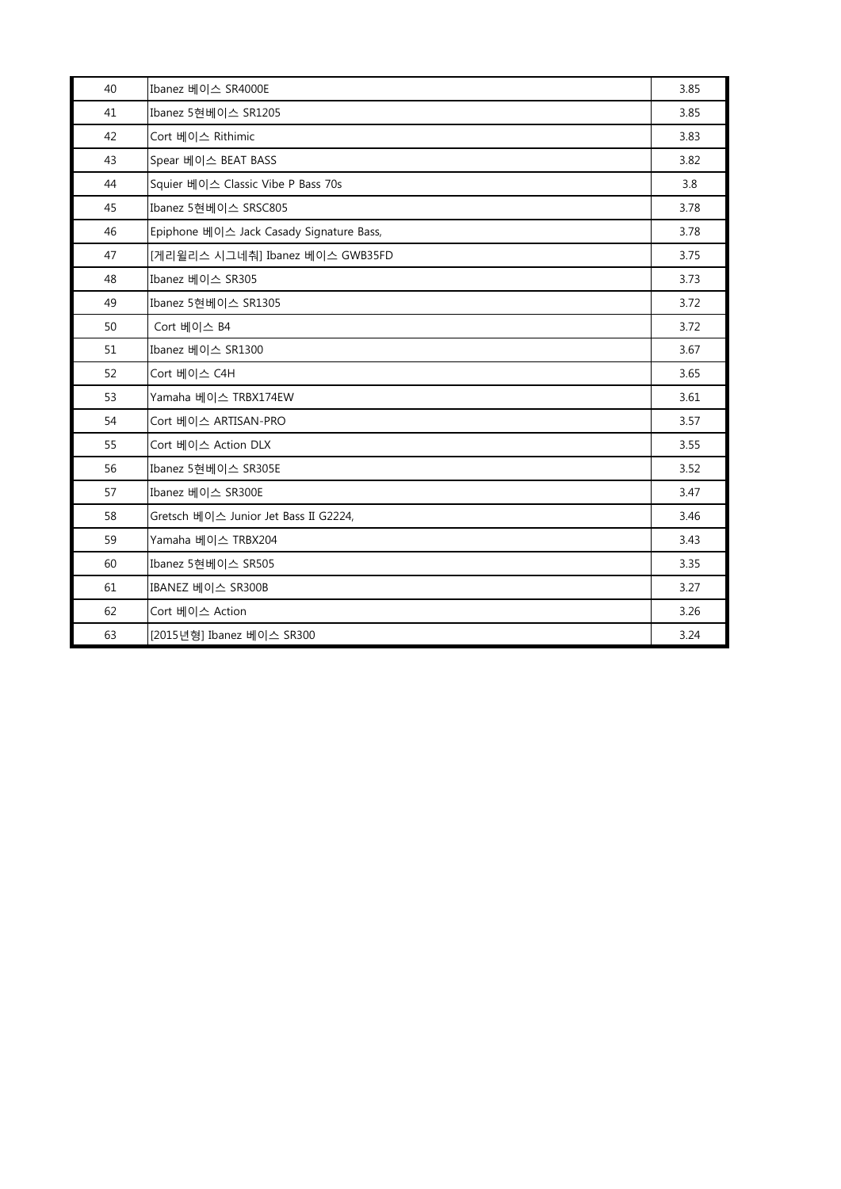| | | |
|---|---|---|
| 40 | Ibanez 베이스 SR4000E | 3.85 |
| 41 | Ibanez 5현베이스 SR1205 | 3.85 |
| 42 | Cort 베이스 Rithimic | 3.83 |
| 43 | Spear 베이스 BEAT BASS | 3.82 |
| 44 | Squier 베이스 Classic Vibe P Bass 70s | 3.8 |
| 45 | Ibanez 5현베이스 SRSC805 | 3.78 |
| 46 | Epiphone 베이스 Jack Casady Signature Bass, | 3.78 |
| 47 | [게리윌리스 시그네춰] Ibanez 베이스 GWB35FD | 3.75 |
| 48 | Ibanez 베이스 SR305 | 3.73 |
| 49 | Ibanez 5현베이스 SR1305 | 3.72 |
| 50 | Cort 베이스 B4 | 3.72 |
| 51 | Ibanez 베이스 SR1300 | 3.67 |
| 52 | Cort 베이스 C4H | 3.65 |
| 53 | Yamaha 베이스 TRBX174EW | 3.61 |
| 54 | Cort 베이스 ARTISAN-PRO | 3.57 |
| 55 | Cort 베이스 Action DLX | 3.55 |
| 56 | Ibanez 5현베이스 SR305E | 3.52 |
| 57 | Ibanez 베이스 SR300E | 3.47 |
| 58 | Gretsch 베이스 Junior Jet Bass II G2224, | 3.46 |
| 59 | Yamaha 베이스 TRBX204 | 3.43 |
| 60 | Ibanez 5현베이스 SR505 | 3.35 |
| 61 | IBANEZ 베이스 SR300B | 3.27 |
| 62 | Cort 베이스 Action | 3.26 |
| 63 | [2015년형] Ibanez 베이스 SR300 | 3.24 |